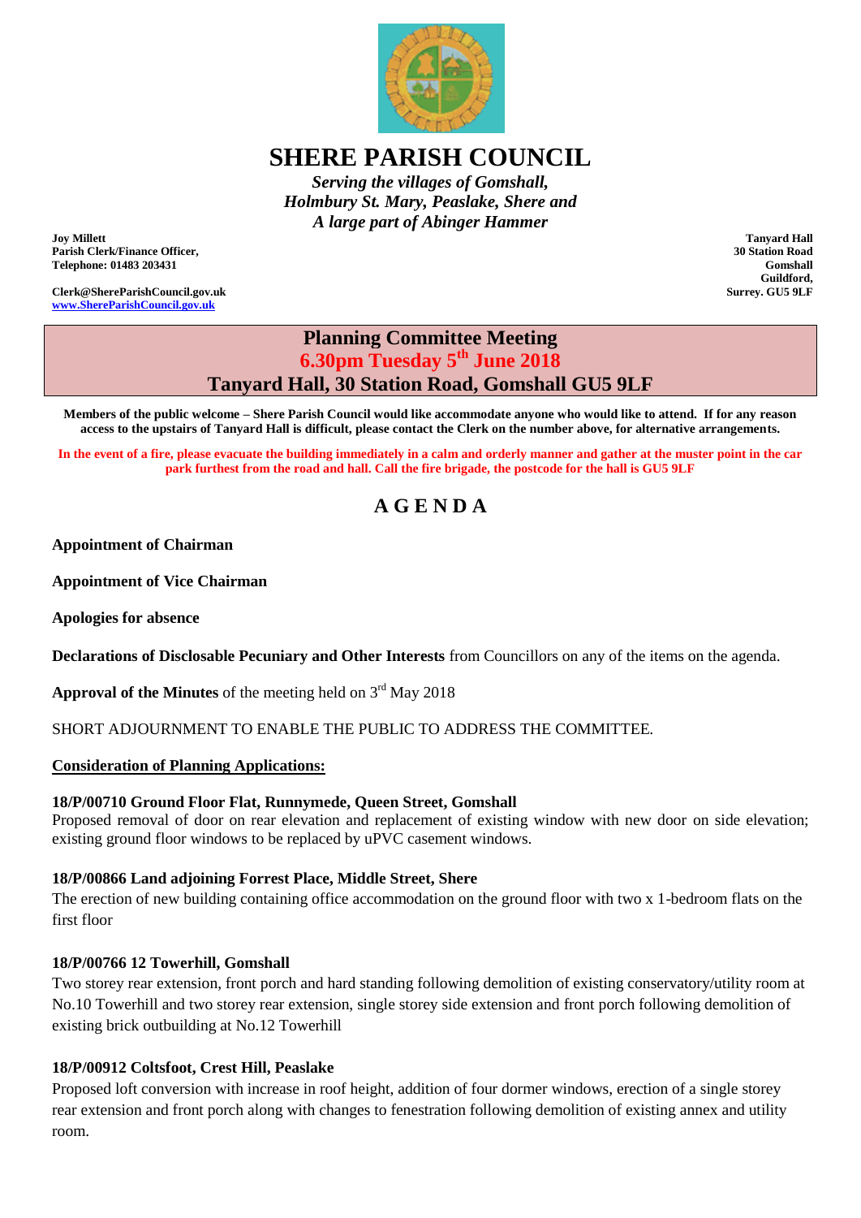# SHERE PARISH COUNCIL

*Serving the villages of Gomshall,*
*Holmbury St. Mary, Peaslake, Shere and*
*A large part of Abinger Hammer*

**Joy Millett**
**Parish Clerk/Finance Officer,**
**Telephone: 01483 203431**

**Clerk@ShereParishCouncil.gov.uk**
**www.ShereParishCouncil.gov.uk**

**Tanyard Hall**
**30 Station Road**
**Gomshall**
**Guildford,**
**Surrey. GU5 9LF**

## Planning Committee Meeting
## 6.30pm Tuesday 5th June 2018
## Tanyard Hall, 30 Station Road, Gomshall GU5 9LF

**Members of the public welcome – Shere Parish Council would like accommodate anyone who would like to attend. If for any reason access to the upstairs of Tanyard Hall is difficult, please contact the Clerk on the number above, for alternative arrangements.**

**In the event of a fire, please evacuate the building immediately in a calm and orderly manner and gather at the muster point in the car park furthest from the road and hall. Call the fire brigade, the postcode for the hall is GU5 9LF**

## A G E N D A

**Appointment of Chairman**

**Appointment of Vice Chairman**

**Apologies for absence**

**Declarations of Disclosable Pecuniary and Other Interests** from Councillors on any of the items on the agenda.

**Approval of the Minutes** of the meeting held on 3rd May 2018

SHORT ADJOURNMENT TO ENABLE THE PUBLIC TO ADDRESS THE COMMITTEE.

**Consideration of Planning Applications:**

**18/P/00710 Ground Floor Flat, Runnymede, Queen Street, Gomshall**
Proposed removal of door on rear elevation and replacement of existing window with new door on side elevation; existing ground floor windows to be replaced by uPVC casement windows.

**18/P/00866 Land adjoining Forrest Place, Middle Street, Shere**
The erection of new building containing office accommodation on the ground floor with two x 1-bedroom flats on the first floor

**18/P/00766 12 Towerhill, Gomshall**
Two storey rear extension, front porch and hard standing following demolition of existing conservatory/utility room at No.10 Towerhill and two storey rear extension, single storey side extension and front porch following demolition of existing brick outbuilding at No.12 Towerhill

**18/P/00912 Coltsfoot, Crest Hill, Peaslake**
Proposed loft conversion with increase in roof height, addition of four dormer windows, erection of a single storey rear extension and front porch along with changes to fenestration following demolition of existing annex and utility room.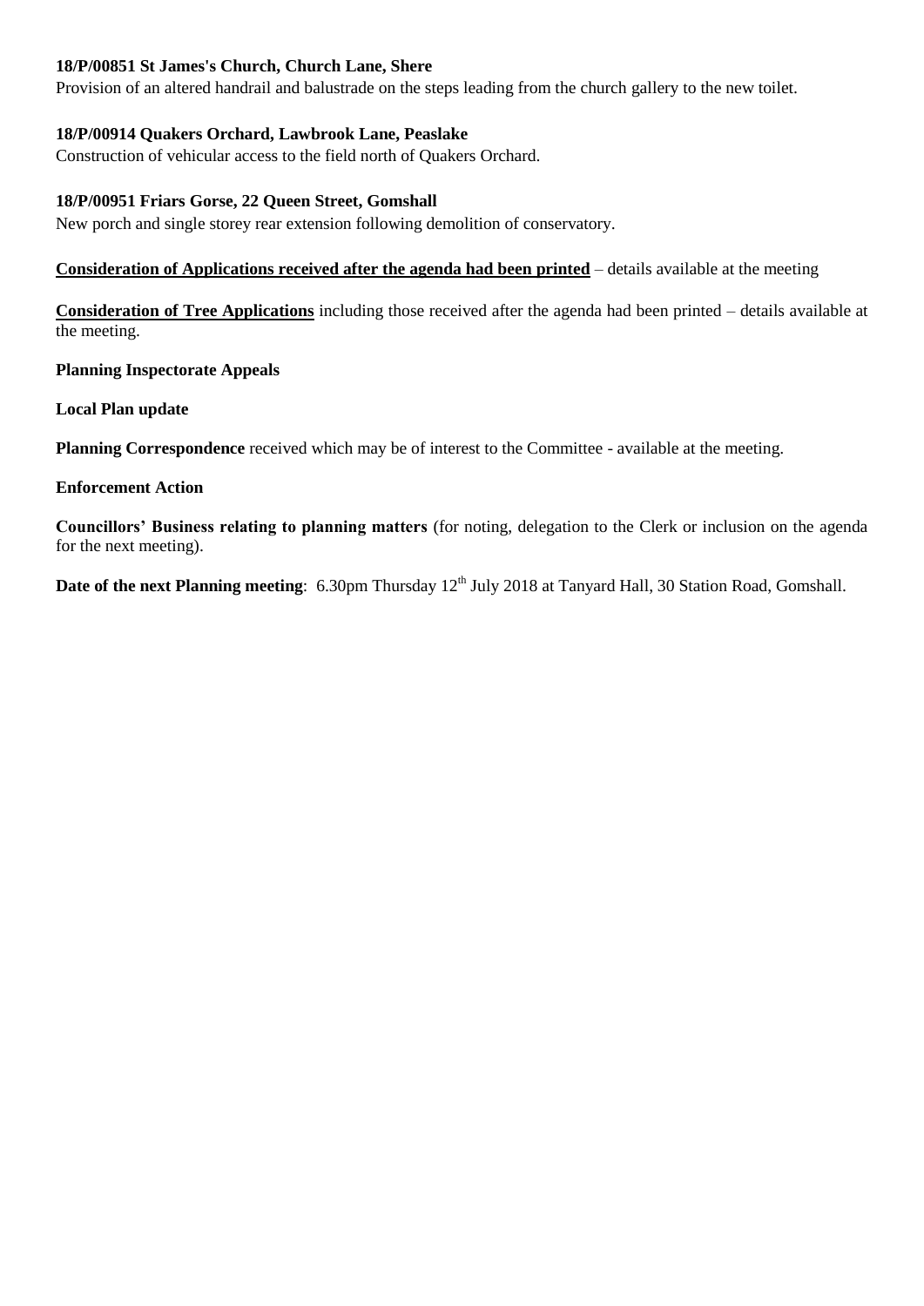**18/P/00851 St James's Church, Church Lane, Shere**

Provision of an altered handrail and balustrade on the steps leading from the church gallery to the new toilet.

**18/P/00914 Quakers Orchard, Lawbrook Lane, Peaslake**

Construction of vehicular access to the field north of Quakers Orchard.

**18/P/00951 Friars Gorse, 22 Queen Street, Gomshall**

New porch and single storey rear extension following demolition of conservatory.

<u>**Consideration of Applications received after the agenda had been printed**</u> – details available at the meeting

<u>**Consideration of Tree Applications**</u> including those received after the agenda had been printed – details available at the meeting.

**Planning Inspectorate Appeals**

**Local Plan update**

**Planning Correspondence** received which may be of interest to the Committee - available at the meeting.

**Enforcement Action**

**Councillors' Business relating to planning matters** (for noting, delegation to the Clerk or inclusion on the agenda for the next meeting).

**Date of the next Planning meeting**: 6.30pm Thursday 12th July 2018 at Tanyard Hall, 30 Station Road, Gomshall.